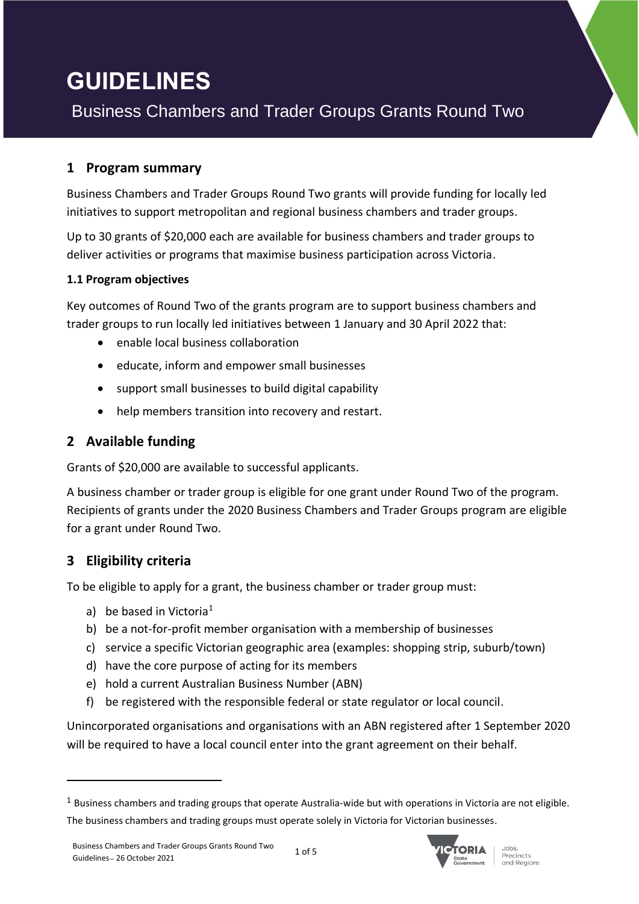# GUIDELINES

Business Chambers and Trader Groups Grants Round Two

## 1 Program summary

Business Chambers and Trader Groups Round Two grants will provide funding for locally led initiatives to support metropolitan and regional business chambers and trader groups.

Up to 30 grants of $20,000 each are available for business chambers and trader groups to deliver activities or programs that maximise business participation across Victoria.

### 1.1 Program objectives

Key outcomes of Round Two of the grants program are to support business chambers and trader groups to run locally led initiatives between 1 January and 30 April 2022 that:

- enable local business collaboration
- educate, inform and empower small businesses
- support small businesses to build digital capability
- help members transition into recovery and restart.

## 2 Available funding

Grants of $20,000 are available to successful applicants.

A business chamber or trader group is eligible for one grant under Round Two of the program. Recipients of grants under the 2020 Business Chambers and Trader Groups program are eligible for a grant under Round Two.

## 3 Eligibility criteria

To be eligible to apply for a grant, the business chamber or trader group must:

a) be based in Victoria[1]
b) be a not-for-profit member organisation with a membership of businesses
c) service a specific Victorian geographic area (examples: shopping strip, suburb/town)
d) have the core purpose of acting for its members
e) hold a current Australian Business Number (ABN)
f) be registered with the responsible federal or state regulator or local council.

Unincorporated organisations and organisations with an ABN registered after 1 September 2020 will be required to have a local council enter into the grant agreement on their behalf.

---

[1] Business chambers and trading groups that operate Australia-wide but with operations in Victoria are not eligible. The business chambers and trading groups must operate solely in Victoria for Victorian businesses.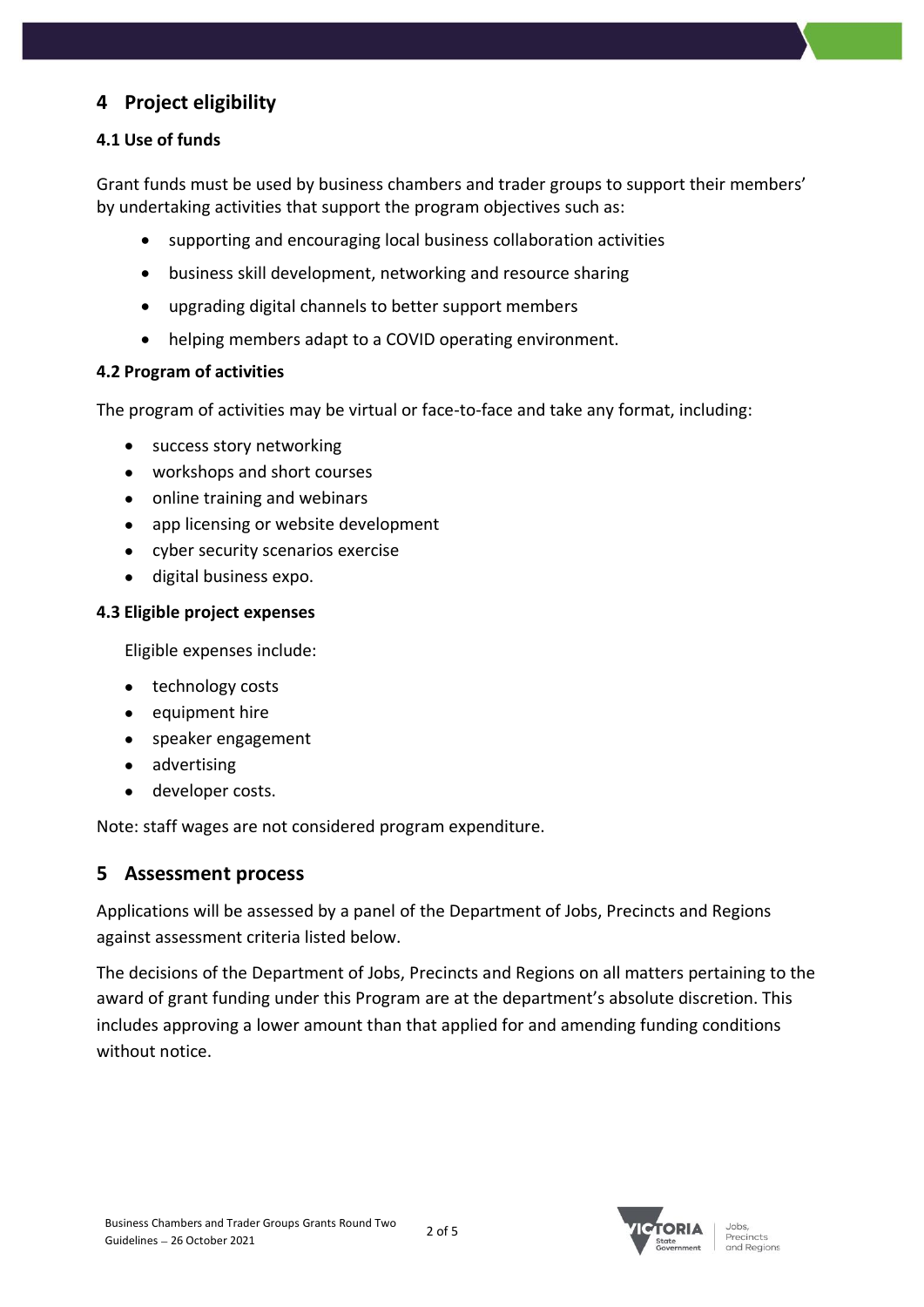## 4 Project eligibility

### 4.1 Use of funds

Grant funds must be used by business chambers and trader groups to support their members' by undertaking activities that support the program objectives such as:

- supporting and encouraging local business collaboration activities
- business skill development, networking and resource sharing
- upgrading digital channels to better support members
- helping members adapt to a COVID operating environment.

### 4.2 Program of activities

The program of activities may be virtual or face-to-face and take any format, including:

- success story networking
- workshops and short courses
- online training and webinars
- app licensing or website development
- cyber security scenarios exercise
- digital business expo.

### 4.3 Eligible project expenses

Eligible expenses include:

- technology costs
- equipment hire
- speaker engagement
- advertising
- developer costs.

Note: staff wages are not considered program expenditure.

## 5 Assessment process

Applications will be assessed by a panel of the Department of Jobs, Precincts and Regions against assessment criteria listed below.

The decisions of the Department of Jobs, Precincts and Regions on all matters pertaining to the award of grant funding under this Program are at the department's absolute discretion. This includes approving a lower amount than that applied for and amending funding conditions without notice.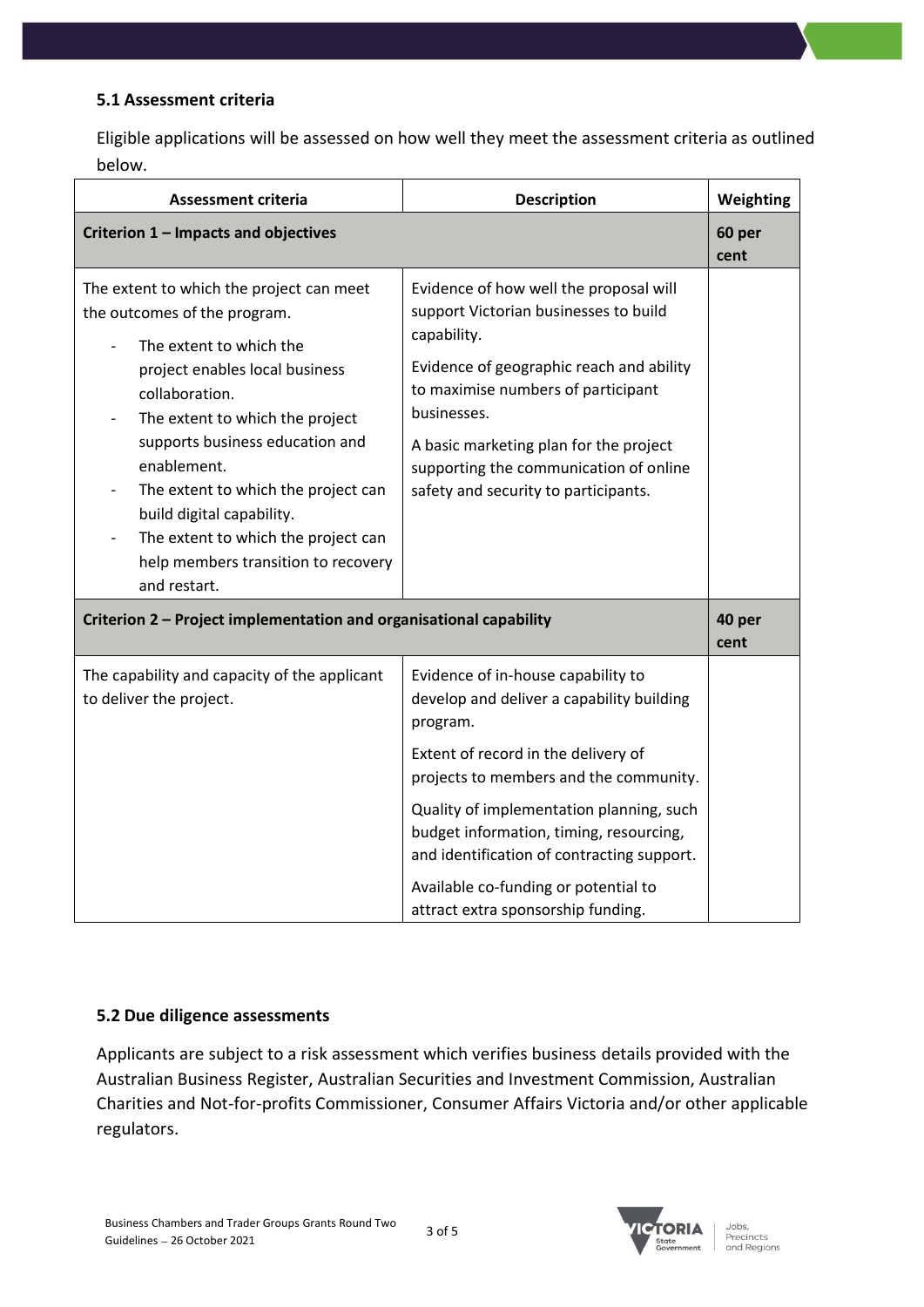### 5.1 Assessment criteria

Eligible applications will be assessed on how well they meet the assessment criteria as outlined below.

| Assessment criteria | Description | Weighting |
|---|---|---|
| **Criterion 1 – Impacts and objectives** | | **60 per cent** |
| The extent to which the project can meet the outcomes of the program.<br>- The extent to which the project enables local business collaboration.<br>- The extent to which the project supports business education and enablement.<br>- The extent to which the project can build digital capability.<br>- The extent to which the project can help members transition to recovery and restart. | Evidence of how well the proposal will support Victorian businesses to build capability.<br><br>Evidence of geographic reach and ability to maximise numbers of participant businesses.<br><br>A basic marketing plan for the project supporting the communication of online safety and security to participants. | |
| **Criterion 2 – Project implementation and organisational capability** | | **40 per cent** |
| The capability and capacity of the applicant to deliver the project. | Evidence of in-house capability to develop and deliver a capability building program.<br><br>Extent of record in the delivery of projects to members and the community.<br><br>Quality of implementation planning, such budget information, timing, resourcing, and identification of contracting support.<br><br>Available co-funding or potential to attract extra sponsorship funding. | |

### 5.2 Due diligence assessments

Applicants are subject to a risk assessment which verifies business details provided with the Australian Business Register, Australian Securities and Investment Commission, Australian Charities and Not-for-profits Commissioner, Consumer Affairs Victoria and/or other applicable regulators.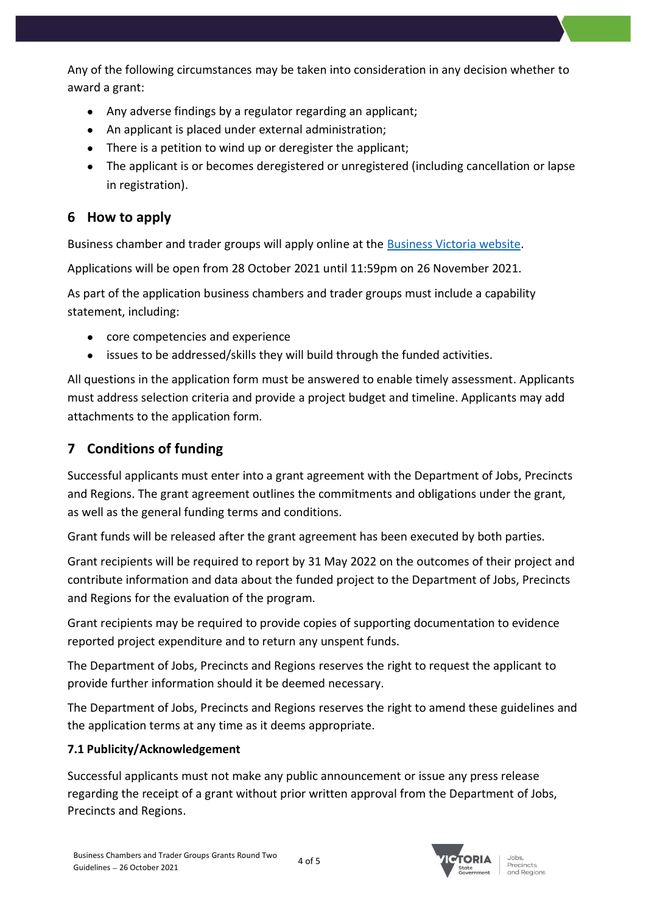Any of the following circumstances may be taken into consideration in any decision whether to award a grant:

- Any adverse findings by a regulator regarding an applicant;
- An applicant is placed under external administration;
- There is a petition to wind up or deregister the applicant;
- The applicant is or becomes deregistered or unregistered (including cancellation or lapse in registration).

## 6 How to apply

Business chamber and trader groups will apply online at the [Business Victoria website](#).

Applications will be open from 28 October 2021 until 11:59pm on 26 November 2021.

As part of the application business chambers and trader groups must include a capability statement, including:

- core competencies and experience
- issues to be addressed/skills they will build through the funded activities.

All questions in the application form must be answered to enable timely assessment. Applicants must address selection criteria and provide a project budget and timeline. Applicants may add attachments to the application form.

## 7 Conditions of funding

Successful applicants must enter into a grant agreement with the Department of Jobs, Precincts and Regions. The grant agreement outlines the commitments and obligations under the grant, as well as the general funding terms and conditions.

Grant funds will be released after the grant agreement has been executed by both parties.

Grant recipients will be required to report by 31 May 2022 on the outcomes of their project and contribute information and data about the funded project to the Department of Jobs, Precincts and Regions for the evaluation of the program.

Grant recipients may be required to provide copies of supporting documentation to evidence reported project expenditure and to return any unspent funds.

The Department of Jobs, Precincts and Regions reserves the right to request the applicant to provide further information should it be deemed necessary.

The Department of Jobs, Precincts and Regions reserves the right to amend these guidelines and the application terms at any time as it deems appropriate.

### 7.1 Publicity/Acknowledgement

Successful applicants must not make any public announcement or issue any press release regarding the receipt of a grant without prior written approval from the Department of Jobs, Precincts and Regions.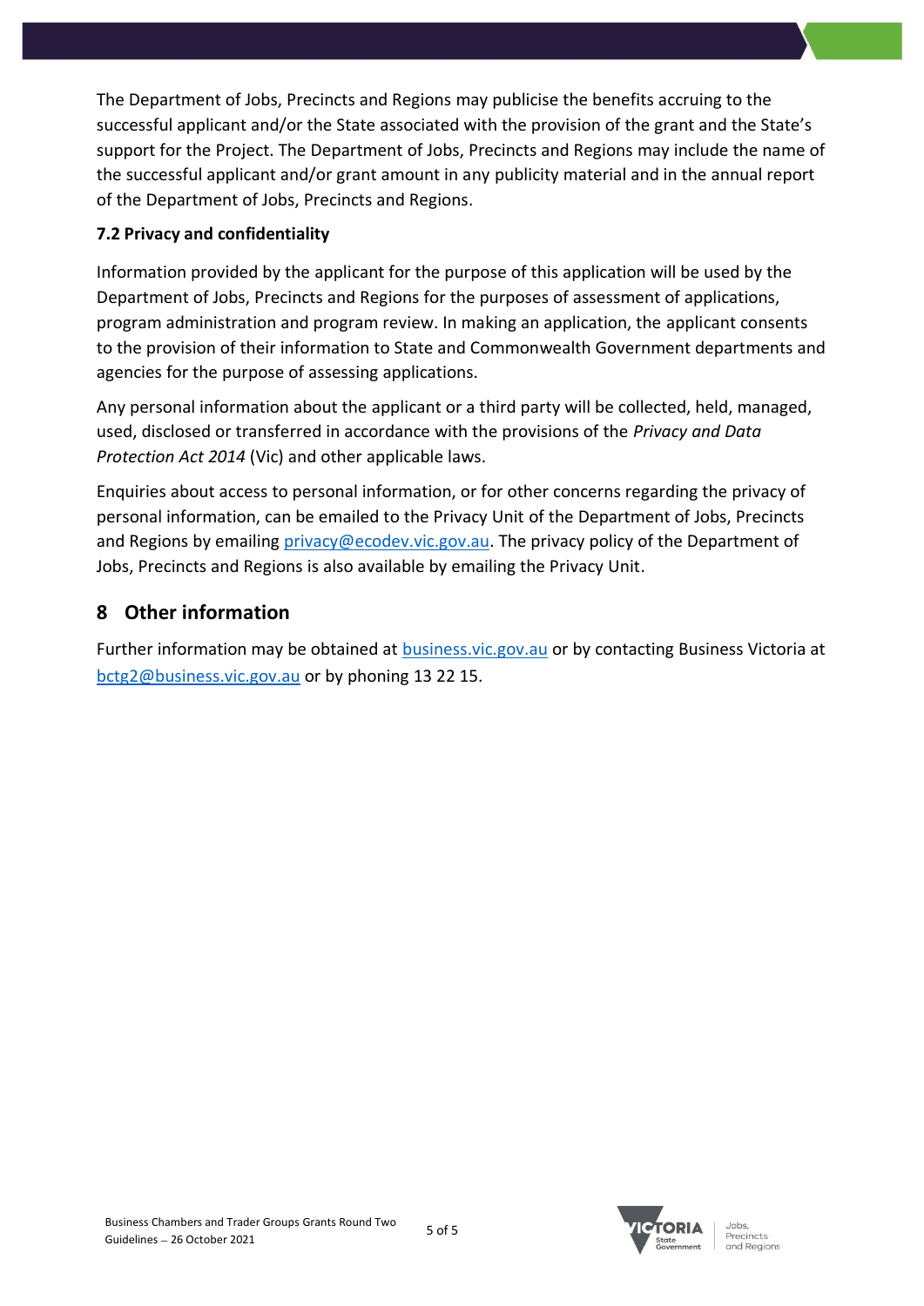The Department of Jobs, Precincts and Regions may publicise the benefits accruing to the successful applicant and/or the State associated with the provision of the grant and the State's support for the Project. The Department of Jobs, Precincts and Regions may include the name of the successful applicant and/or grant amount in any publicity material and in the annual report of the Department of Jobs, Precincts and Regions.

### 7.2 Privacy and confidentiality

Information provided by the applicant for the purpose of this application will be used by the Department of Jobs, Precincts and Regions for the purposes of assessment of applications, program administration and program review. In making an application, the applicant consents to the provision of their information to State and Commonwealth Government departments and agencies for the purpose of assessing applications.

Any personal information about the applicant or a third party will be collected, held, managed, used, disclosed or transferred in accordance with the provisions of the *Privacy and Data Protection Act 2014* (Vic) and other applicable laws.

Enquiries about access to personal information, or for other concerns regarding the privacy of personal information, can be emailed to the Privacy Unit of the Department of Jobs, Precincts and Regions by emailing [privacy@ecodev.vic.gov.au](mailto:privacy@ecodev.vic.gov.au). The privacy policy of the Department of Jobs, Precincts and Regions is also available by emailing the Privacy Unit.

## 8 Other information

Further information may be obtained at [business.vic.gov.au](https://business.vic.gov.au) or by contacting Business Victoria at [bctg2@business.vic.gov.au](mailto:bctg2@business.vic.gov.au) or by phoning 13 22 15.